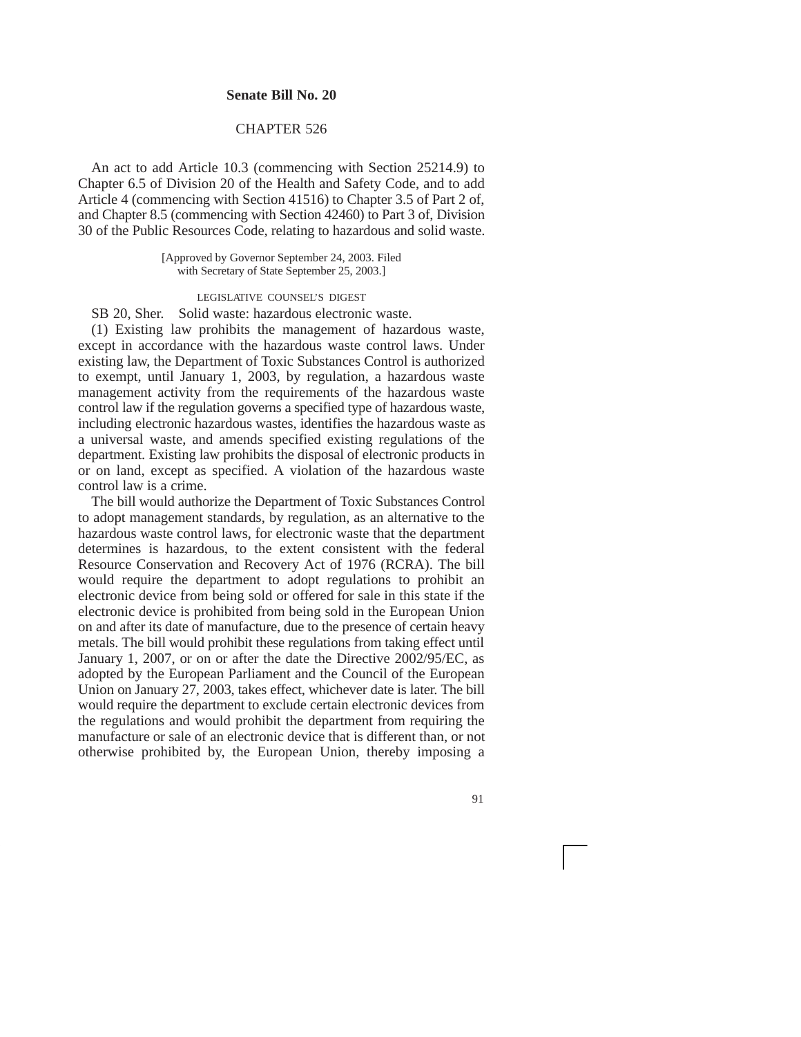**Senate Bill No. 20**

CHAPTER 526

An act to add Article 10.3 (commencing with Section 25214.9) to Chapter 6.5 of Division 20 of the Health and Safety Code, and to add Article 4 (commencing with Section 41516) to Chapter 3.5 of Part 2 of, and Chapter 8.5 (commencing with Section 42460) to Part 3 of, Division 30 of the Public Resources Code, relating to hazardous and solid waste.

[Approved by Governor September 24, 2003. Filed with Secretary of State September 25, 2003.]

LEGISLATIVE COUNSEL'S DIGEST

SB 20, Sher. Solid waste: hazardous electronic waste.

(1) Existing law prohibits the management of hazardous waste, except in accordance with the hazardous waste control laws. Under existing law, the Department of Toxic Substances Control is authorized to exempt, until January 1, 2003, by regulation, a hazardous waste management activity from the requirements of the hazardous waste control law if the regulation governs a specified type of hazardous waste, including electronic hazardous wastes, identifies the hazardous waste as a universal waste, and amends specified existing regulations of the department. Existing law prohibits the disposal of electronic products in or on land, except as specified. A violation of the hazardous waste control law is a crime.

The bill would authorize the Department of Toxic Substances Control to adopt management standards, by regulation, as an alternative to the hazardous waste control laws, for electronic waste that the department determines is hazardous, to the extent consistent with the federal Resource Conservation and Recovery Act of 1976 (RCRA). The bill would require the department to adopt regulations to prohibit an electronic device from being sold or offered for sale in this state if the electronic device is prohibited from being sold in the European Union on and after its date of manufacture, due to the presence of certain heavy metals. The bill would prohibit these regulations from taking effect until January 1, 2007, or on or after the date the Directive 2002/95/EC, as adopted by the European Parliament and the Council of the European Union on January 27, 2003, takes effect, whichever date is later. The bill would require the department to exclude certain electronic devices from the regulations and would prohibit the department from requiring the manufacture or sale of an electronic device that is different than, or not otherwise prohibited by, the European Union, thereby imposing a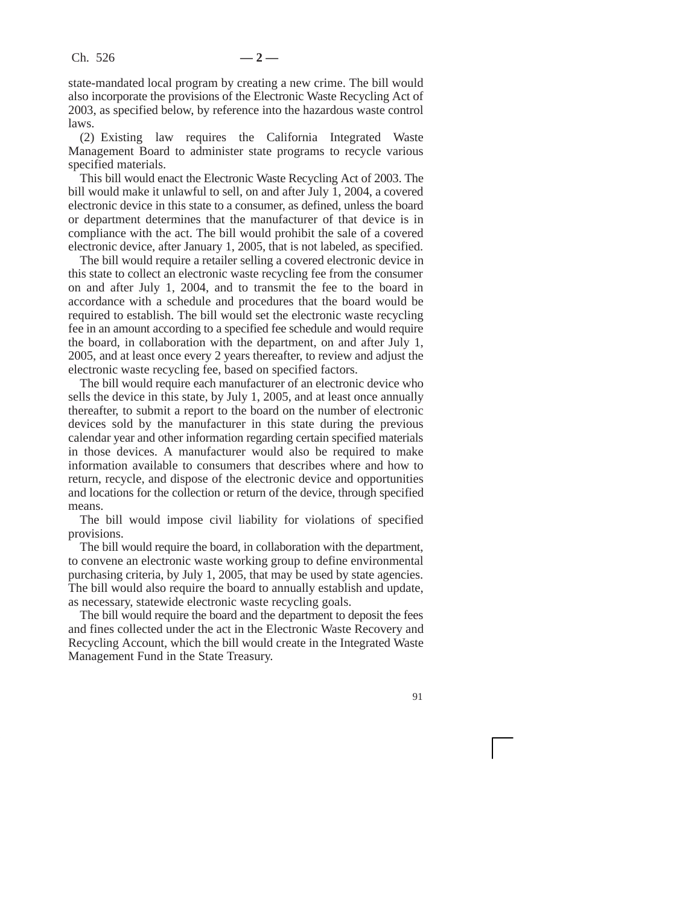state-mandated local program by creating a new crime. The bill would also incorporate the provisions of the Electronic Waste Recycling Act of 2003, as specified below, by reference into the hazardous waste control laws.

(2) Existing law requires the California Integrated Waste Management Board to administer state programs to recycle various specified materials.

This bill would enact the Electronic Waste Recycling Act of 2003. The bill would make it unlawful to sell, on and after July 1, 2004, a covered electronic device in this state to a consumer, as defined, unless the board or department determines that the manufacturer of that device is in compliance with the act. The bill would prohibit the sale of a covered electronic device, after January 1, 2005, that is not labeled, as specified.

The bill would require a retailer selling a covered electronic device in this state to collect an electronic waste recycling fee from the consumer on and after July 1, 2004, and to transmit the fee to the board in accordance with a schedule and procedures that the board would be required to establish. The bill would set the electronic waste recycling fee in an amount according to a specified fee schedule and would require the board, in collaboration with the department, on and after July 1, 2005, and at least once every 2 years thereafter, to review and adjust the electronic waste recycling fee, based on specified factors.

The bill would require each manufacturer of an electronic device who sells the device in this state, by July 1, 2005, and at least once annually thereafter, to submit a report to the board on the number of electronic devices sold by the manufacturer in this state during the previous calendar year and other information regarding certain specified materials in those devices. A manufacturer would also be required to make information available to consumers that describes where and how to return, recycle, and dispose of the electronic device and opportunities and locations for the collection or return of the device, through specified means.

The bill would impose civil liability for violations of specified provisions.

The bill would require the board, in collaboration with the department, to convene an electronic waste working group to define environmental purchasing criteria, by July 1, 2005, that may be used by state agencies. The bill would also require the board to annually establish and update, as necessary, statewide electronic waste recycling goals.

The bill would require the board and the department to deposit the fees and fines collected under the act in the Electronic Waste Recovery and Recycling Account, which the bill would create in the Integrated Waste Management Fund in the State Treasury.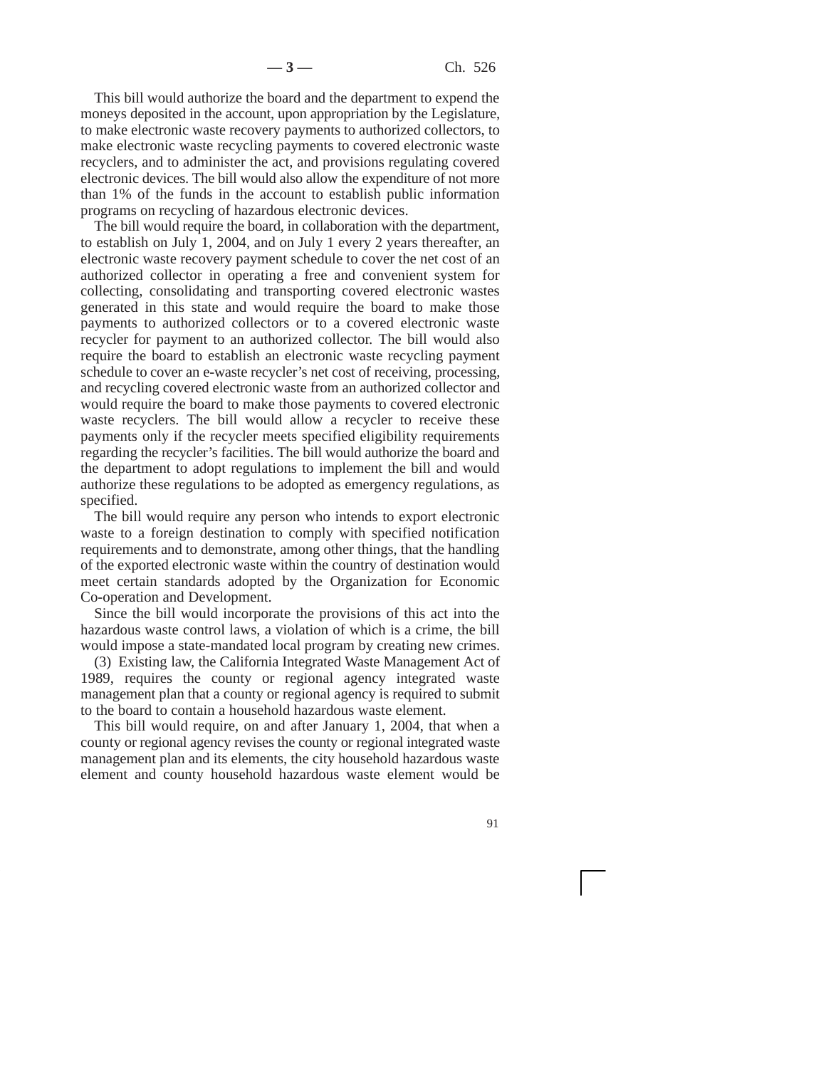This bill would authorize the board and the department to expend the moneys deposited in the account, upon appropriation by the Legislature, to make electronic waste recovery payments to authorized collectors, to make electronic waste recycling payments to covered electronic waste recyclers, and to administer the act, and provisions regulating covered electronic devices. The bill would also allow the expenditure of not more than 1% of the funds in the account to establish public information programs on recycling of hazardous electronic devices.

The bill would require the board, in collaboration with the department, to establish on July 1, 2004, and on July 1 every 2 years thereafter, an electronic waste recovery payment schedule to cover the net cost of an authorized collector in operating a free and convenient system for collecting, consolidating and transporting covered electronic wastes generated in this state and would require the board to make those payments to authorized collectors or to a covered electronic waste recycler for payment to an authorized collector. The bill would also require the board to establish an electronic waste recycling payment schedule to cover an e-waste recycler's net cost of receiving, processing, and recycling covered electronic waste from an authorized collector and would require the board to make those payments to covered electronic waste recyclers. The bill would allow a recycler to receive these payments only if the recycler meets specified eligibility requirements regarding the recycler's facilities. The bill would authorize the board and the department to adopt regulations to implement the bill and would authorize these regulations to be adopted as emergency regulations, as specified.

The bill would require any person who intends to export electronic waste to a foreign destination to comply with specified notification requirements and to demonstrate, among other things, that the handling of the exported electronic waste within the country of destination would meet certain standards adopted by the Organization for Economic Co-operation and Development.

Since the bill would incorporate the provisions of this act into the hazardous waste control laws, a violation of which is a crime, the bill would impose a state-mandated local program by creating new crimes.

(3) Existing law, the California Integrated Waste Management Act of 1989, requires the county or regional agency integrated waste management plan that a county or regional agency is required to submit to the board to contain a household hazardous waste element.

This bill would require, on and after January 1, 2004, that when a county or regional agency revises the county or regional integrated waste management plan and its elements, the city household hazardous waste element and county household hazardous waste element would be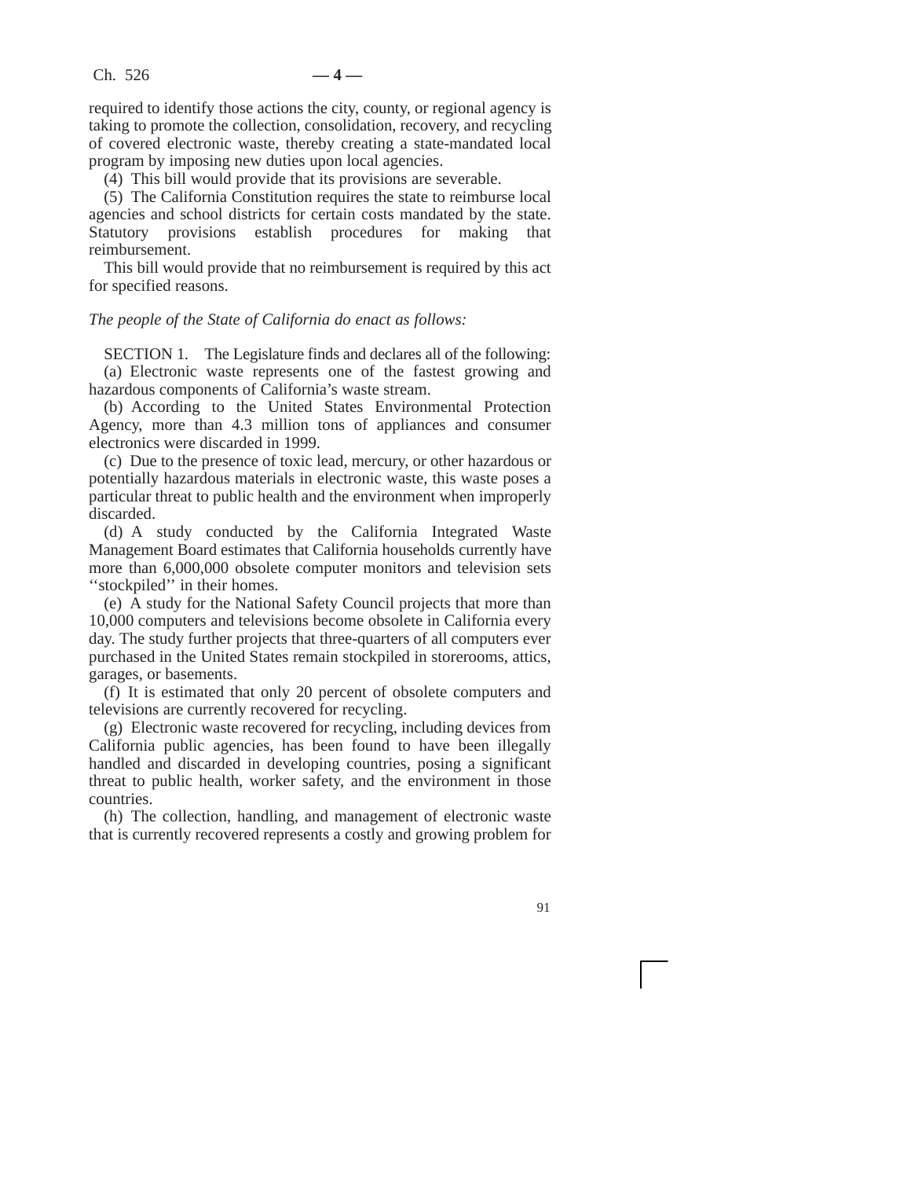required to identify those actions the city, county, or regional agency is taking to promote the collection, consolidation, recovery, and recycling of covered electronic waste, thereby creating a state-mandated local program by imposing new duties upon local agencies.

(4) This bill would provide that its provisions are severable.

(5) The California Constitution requires the state to reimburse local agencies and school districts for certain costs mandated by the state. Statutory provisions establish procedures for making that reimbursement.

This bill would provide that no reimbursement is required by this act for specified reasons.

*The people of the State of California do enact as follows:*

SECTION 1. The Legislature finds and declares all of the following:

(a) Electronic waste represents one of the fastest growing and hazardous components of California's waste stream.

(b) According to the United States Environmental Protection Agency, more than 4.3 million tons of appliances and consumer electronics were discarded in 1999.

(c) Due to the presence of toxic lead, mercury, or other hazardous or potentially hazardous materials in electronic waste, this waste poses a particular threat to public health and the environment when improperly discarded.

(d) A study conducted by the California Integrated Waste Management Board estimates that California households currently have more than 6,000,000 obsolete computer monitors and television sets ''stockpiled'' in their homes.

(e) A study for the National Safety Council projects that more than 10,000 computers and televisions become obsolete in California every day. The study further projects that three-quarters of all computers ever purchased in the United States remain stockpiled in storerooms, attics, garages, or basements.

(f) It is estimated that only 20 percent of obsolete computers and televisions are currently recovered for recycling.

(g) Electronic waste recovered for recycling, including devices from California public agencies, has been found to have been illegally handled and discarded in developing countries, posing a significant threat to public health, worker safety, and the environment in those countries.

(h) The collection, handling, and management of electronic waste that is currently recovered represents a costly and growing problem for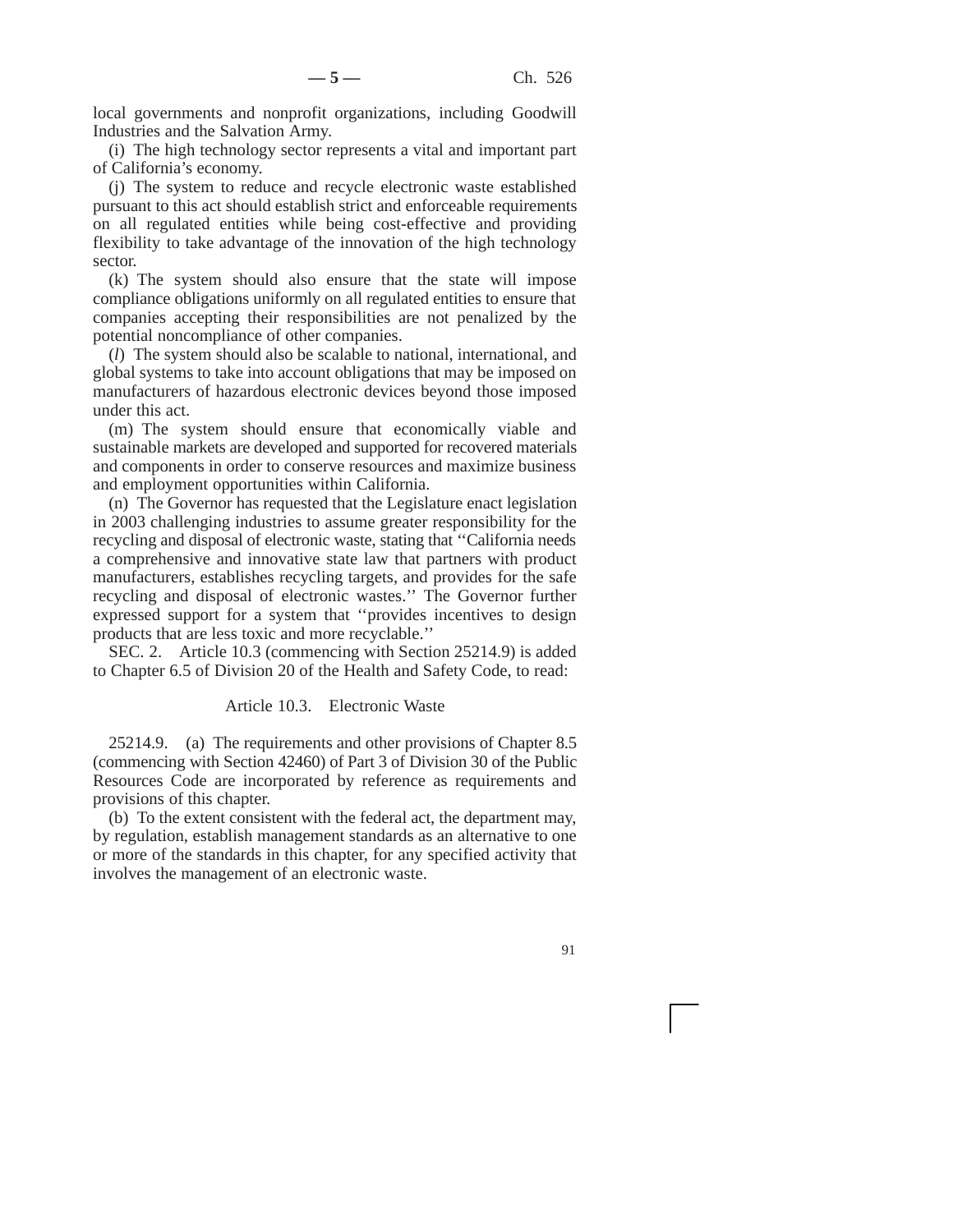local governments and nonprofit organizations, including Goodwill Industries and the Salvation Army.

(i) The high technology sector represents a vital and important part of California's economy.

(j) The system to reduce and recycle electronic waste established pursuant to this act should establish strict and enforceable requirements on all regulated entities while being cost-effective and providing flexibility to take advantage of the innovation of the high technology sector.

(k) The system should also ensure that the state will impose compliance obligations uniformly on all regulated entities to ensure that companies accepting their responsibilities are not penalized by the potential noncompliance of other companies.

(*l*) The system should also be scalable to national, international, and global systems to take into account obligations that may be imposed on manufacturers of hazardous electronic devices beyond those imposed under this act.

(m) The system should ensure that economically viable and sustainable markets are developed and supported for recovered materials and components in order to conserve resources and maximize business and employment opportunities within California.

(n) The Governor has requested that the Legislature enact legislation in 2003 challenging industries to assume greater responsibility for the recycling and disposal of electronic waste, stating that "California needs a comprehensive and innovative state law that partners with product manufacturers, establishes recycling targets, and provides for the safe recycling and disposal of electronic wastes." The Governor further expressed support for a system that "provides incentives to design products that are less toxic and more recyclable."

SEC. 2. Article 10.3 (commencing with Section 25214.9) is added to Chapter 6.5 of Division 20 of the Health and Safety Code, to read:

### Article 10.3. Electronic Waste

25214.9. (a) The requirements and other provisions of Chapter 8.5 (commencing with Section 42460) of Part 3 of Division 30 of the Public Resources Code are incorporated by reference as requirements and provisions of this chapter.

(b) To the extent consistent with the federal act, the department may, by regulation, establish management standards as an alternative to one or more of the standards in this chapter, for any specified activity that involves the management of an electronic waste.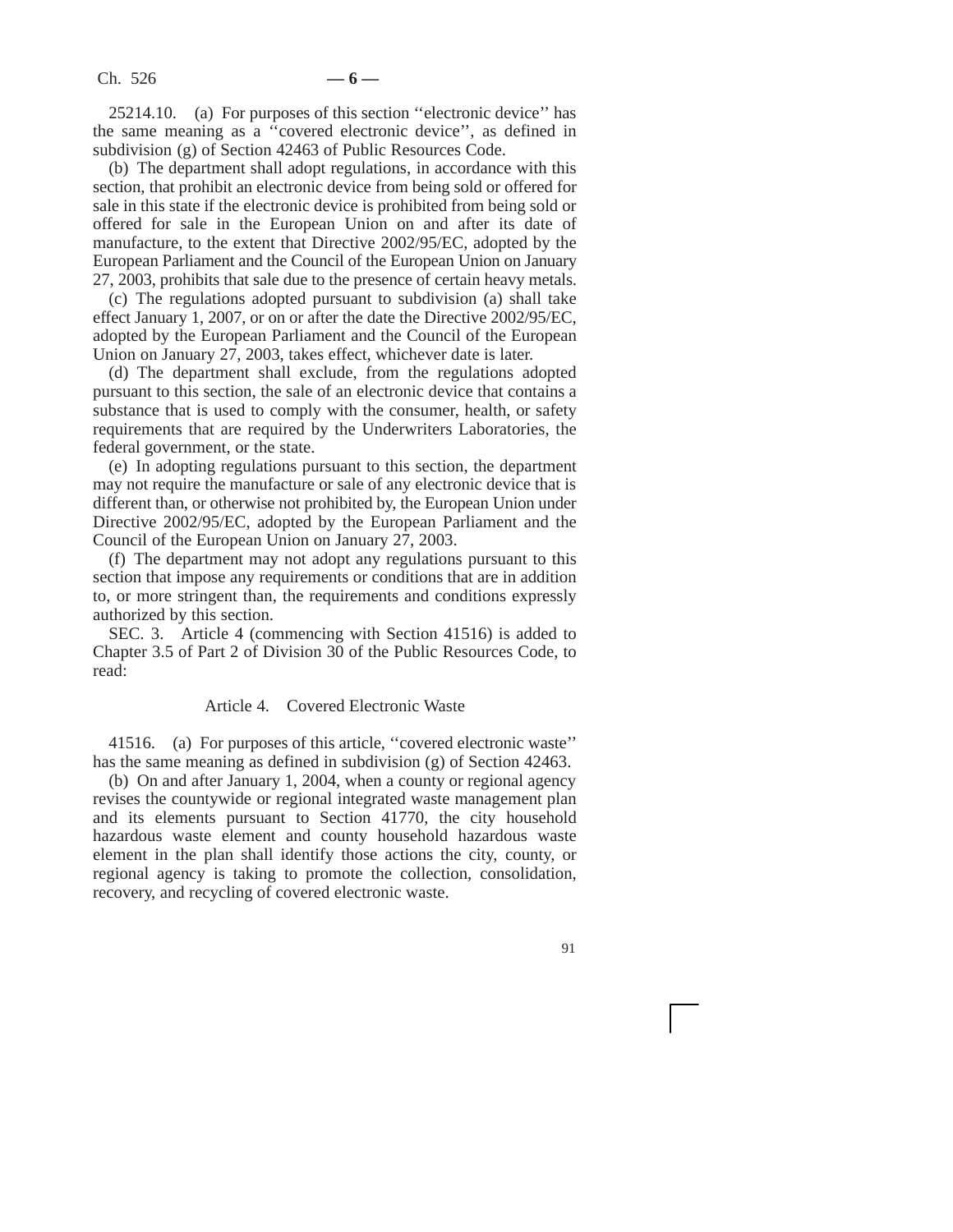25214.10. (a) For purposes of this section ''electronic device'' has the same meaning as a ''covered electronic device'', as defined in subdivision (g) of Section 42463 of Public Resources Code.

(b) The department shall adopt regulations, in accordance with this section, that prohibit an electronic device from being sold or offered for sale in this state if the electronic device is prohibited from being sold or offered for sale in the European Union on and after its date of manufacture, to the extent that Directive 2002/95/EC, adopted by the European Parliament and the Council of the European Union on January 27, 2003, prohibits that sale due to the presence of certain heavy metals.

(c) The regulations adopted pursuant to subdivision (a) shall take effect January 1, 2007, or on or after the date the Directive 2002/95/EC, adopted by the European Parliament and the Council of the European Union on January 27, 2003, takes effect, whichever date is later.

(d) The department shall exclude, from the regulations adopted pursuant to this section, the sale of an electronic device that contains a substance that is used to comply with the consumer, health, or safety requirements that are required by the Underwriters Laboratories, the federal government, or the state.

(e) In adopting regulations pursuant to this section, the department may not require the manufacture or sale of any electronic device that is different than, or otherwise not prohibited by, the European Union under Directive 2002/95/EC, adopted by the European Parliament and the Council of the European Union on January 27, 2003.

(f) The department may not adopt any regulations pursuant to this section that impose any requirements or conditions that are in addition to, or more stringent than, the requirements and conditions expressly authorized by this section.

SEC. 3. Article 4 (commencing with Section 41516) is added to Chapter 3.5 of Part 2 of Division 30 of the Public Resources Code, to read:

### Article 4. Covered Electronic Waste

41516. (a) For purposes of this article, ''covered electronic waste'' has the same meaning as defined in subdivision (g) of Section 42463.

(b) On and after January 1, 2004, when a county or regional agency revises the countywide or regional integrated waste management plan and its elements pursuant to Section 41770, the city household hazardous waste element and county household hazardous waste element in the plan shall identify those actions the city, county, or regional agency is taking to promote the collection, consolidation, recovery, and recycling of covered electronic waste.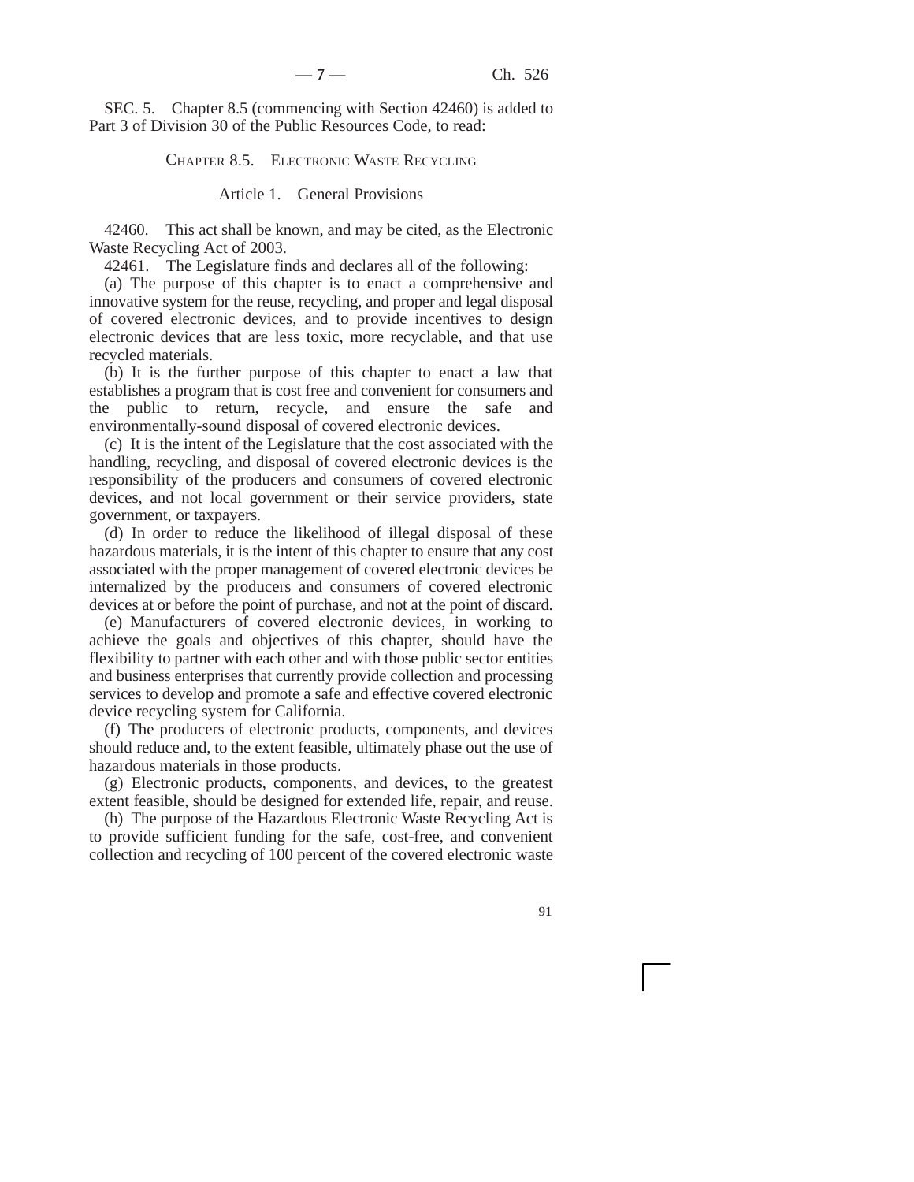SEC. 5. Chapter 8.5 (commencing with Section 42460) is added to Part 3 of Division 30 of the Public Resources Code, to read:

## Chapter 8.5. Electronic Waste Recycling

### Article 1. General Provisions

42460. This act shall be known, and may be cited, as the Electronic Waste Recycling Act of 2003.

42461. The Legislature finds and declares all of the following:

(a) The purpose of this chapter is to enact a comprehensive and innovative system for the reuse, recycling, and proper and legal disposal of covered electronic devices, and to provide incentives to design electronic devices that are less toxic, more recyclable, and that use recycled materials.

(b) It is the further purpose of this chapter to enact a law that establishes a program that is cost free and convenient for consumers and the public to return, recycle, and ensure the safe and environmentally-sound disposal of covered electronic devices.

(c) It is the intent of the Legislature that the cost associated with the handling, recycling, and disposal of covered electronic devices is the responsibility of the producers and consumers of covered electronic devices, and not local government or their service providers, state government, or taxpayers.

(d) In order to reduce the likelihood of illegal disposal of these hazardous materials, it is the intent of this chapter to ensure that any cost associated with the proper management of covered electronic devices be internalized by the producers and consumers of covered electronic devices at or before the point of purchase, and not at the point of discard.

(e) Manufacturers of covered electronic devices, in working to achieve the goals and objectives of this chapter, should have the flexibility to partner with each other and with those public sector entities and business enterprises that currently provide collection and processing services to develop and promote a safe and effective covered electronic device recycling system for California.

(f) The producers of electronic products, components, and devices should reduce and, to the extent feasible, ultimately phase out the use of hazardous materials in those products.

(g) Electronic products, components, and devices, to the greatest extent feasible, should be designed for extended life, repair, and reuse.

(h) The purpose of the Hazardous Electronic Waste Recycling Act is to provide sufficient funding for the safe, cost-free, and convenient collection and recycling of 100 percent of the covered electronic waste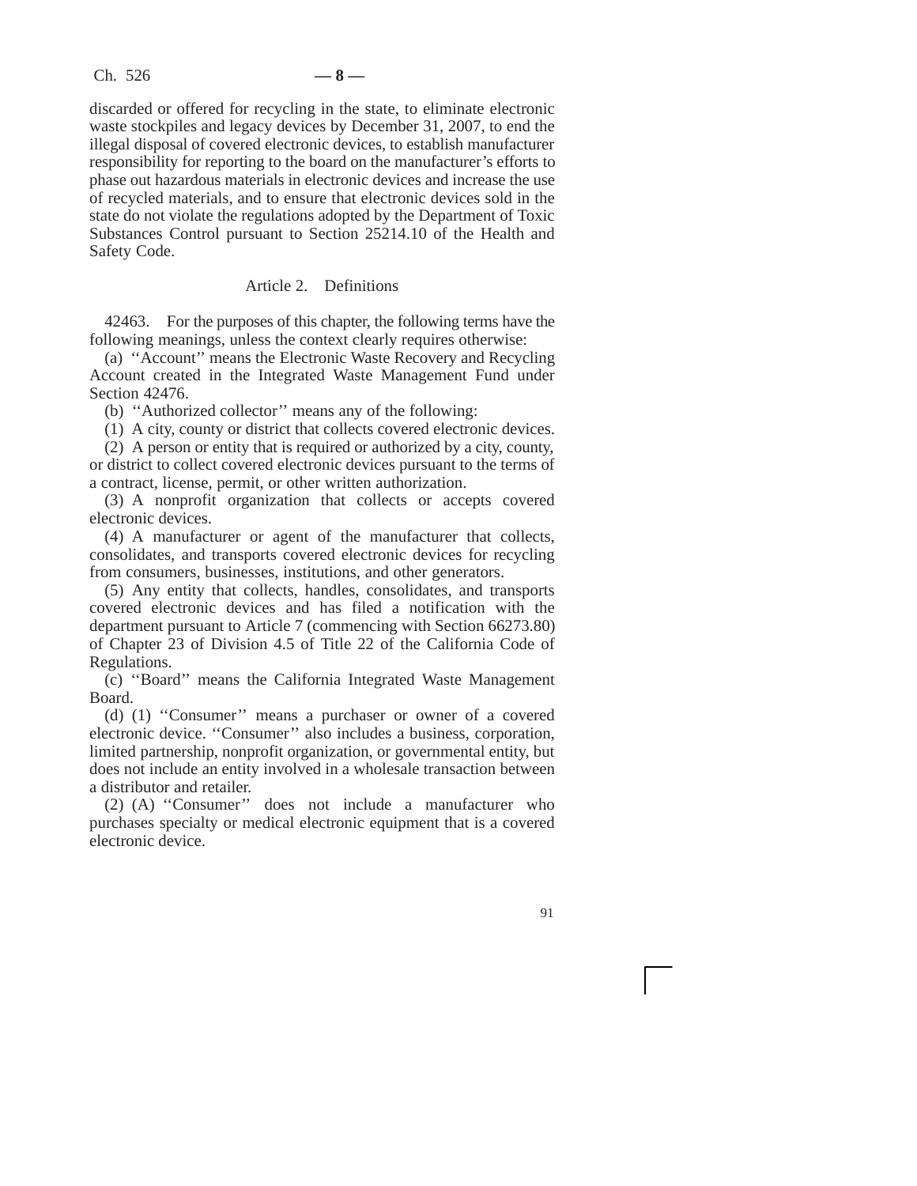discarded or offered for recycling in the state, to eliminate electronic waste stockpiles and legacy devices by December 31, 2007, to end the illegal disposal of covered electronic devices, to establish manufacturer responsibility for reporting to the board on the manufacturer's efforts to phase out hazardous materials in electronic devices and increase the use of recycled materials, and to ensure that electronic devices sold in the state do not violate the regulations adopted by the Department of Toxic Substances Control pursuant to Section 25214.10 of the Health and Safety Code.

### Article 2. Definitions

42463. For the purposes of this chapter, the following terms have the following meanings, unless the context clearly requires otherwise:

(a) ''Account'' means the Electronic Waste Recovery and Recycling Account created in the Integrated Waste Management Fund under Section 42476.

(b) ''Authorized collector'' means any of the following:

(1) A city, county or district that collects covered electronic devices.

(2) A person or entity that is required or authorized by a city, county, or district to collect covered electronic devices pursuant to the terms of a contract, license, permit, or other written authorization.

(3) A nonprofit organization that collects or accepts covered electronic devices.

(4) A manufacturer or agent of the manufacturer that collects, consolidates, and transports covered electronic devices for recycling from consumers, businesses, institutions, and other generators.

(5) Any entity that collects, handles, consolidates, and transports covered electronic devices and has filed a notification with the department pursuant to Article 7 (commencing with Section 66273.80) of Chapter 23 of Division 4.5 of Title 22 of the California Code of Regulations.

(c) ''Board'' means the California Integrated Waste Management Board.

(d) (1) ''Consumer'' means a purchaser or owner of a covered electronic device. ''Consumer'' also includes a business, corporation, limited partnership, nonprofit organization, or governmental entity, but does not include an entity involved in a wholesale transaction between a distributor and retailer.

(2) (A) ''Consumer'' does not include a manufacturer who purchases specialty or medical electronic equipment that is a covered electronic device.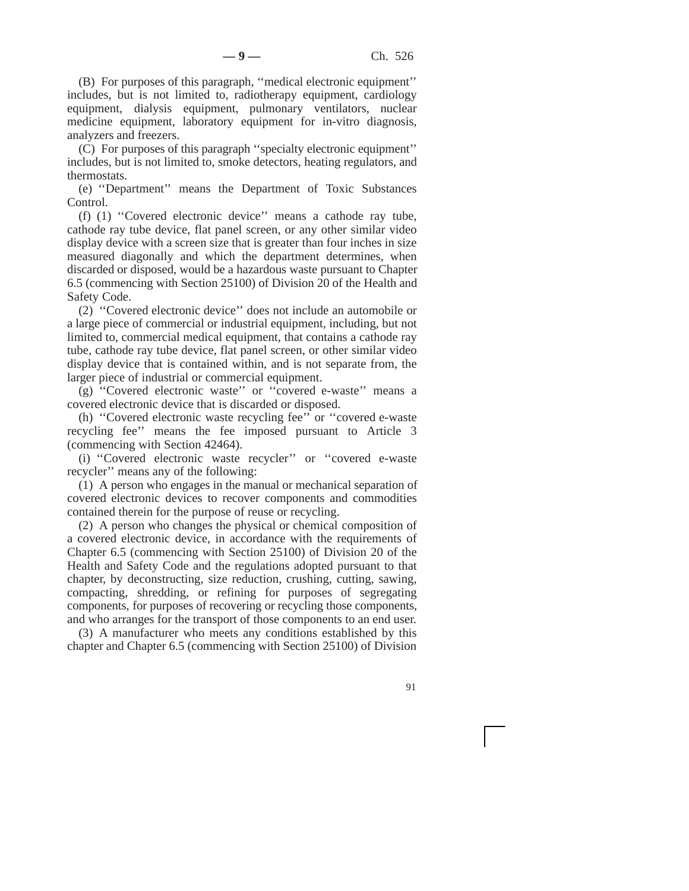(B) For purposes of this paragraph, ''medical electronic equipment'' includes, but is not limited to, radiotherapy equipment, cardiology equipment, dialysis equipment, pulmonary ventilators, nuclear medicine equipment, laboratory equipment for in-vitro diagnosis, analyzers and freezers.

(C) For purposes of this paragraph ''specialty electronic equipment'' includes, but is not limited to, smoke detectors, heating regulators, and thermostats.

(e) ''Department'' means the Department of Toxic Substances Control.

(f) (1) ''Covered electronic device'' means a cathode ray tube, cathode ray tube device, flat panel screen, or any other similar video display device with a screen size that is greater than four inches in size measured diagonally and which the department determines, when discarded or disposed, would be a hazardous waste pursuant to Chapter 6.5 (commencing with Section 25100) of Division 20 of the Health and Safety Code.

(2) ''Covered electronic device'' does not include an automobile or a large piece of commercial or industrial equipment, including, but not limited to, commercial medical equipment, that contains a cathode ray tube, cathode ray tube device, flat panel screen, or other similar video display device that is contained within, and is not separate from, the larger piece of industrial or commercial equipment.

(g) ''Covered electronic waste'' or ''covered e-waste'' means a covered electronic device that is discarded or disposed.

(h) ''Covered electronic waste recycling fee'' or ''covered e-waste recycling fee'' means the fee imposed pursuant to Article 3 (commencing with Section 42464).

(i) ''Covered electronic waste recycler'' or ''covered e-waste recycler'' means any of the following:

(1) A person who engages in the manual or mechanical separation of covered electronic devices to recover components and commodities contained therein for the purpose of reuse or recycling.

(2) A person who changes the physical or chemical composition of a covered electronic device, in accordance with the requirements of Chapter 6.5 (commencing with Section 25100) of Division 20 of the Health and Safety Code and the regulations adopted pursuant to that chapter, by deconstructing, size reduction, crushing, cutting, sawing, compacting, shredding, or refining for purposes of segregating components, for purposes of recovering or recycling those components, and who arranges for the transport of those components to an end user.

(3) A manufacturer who meets any conditions established by this chapter and Chapter 6.5 (commencing with Section 25100) of Division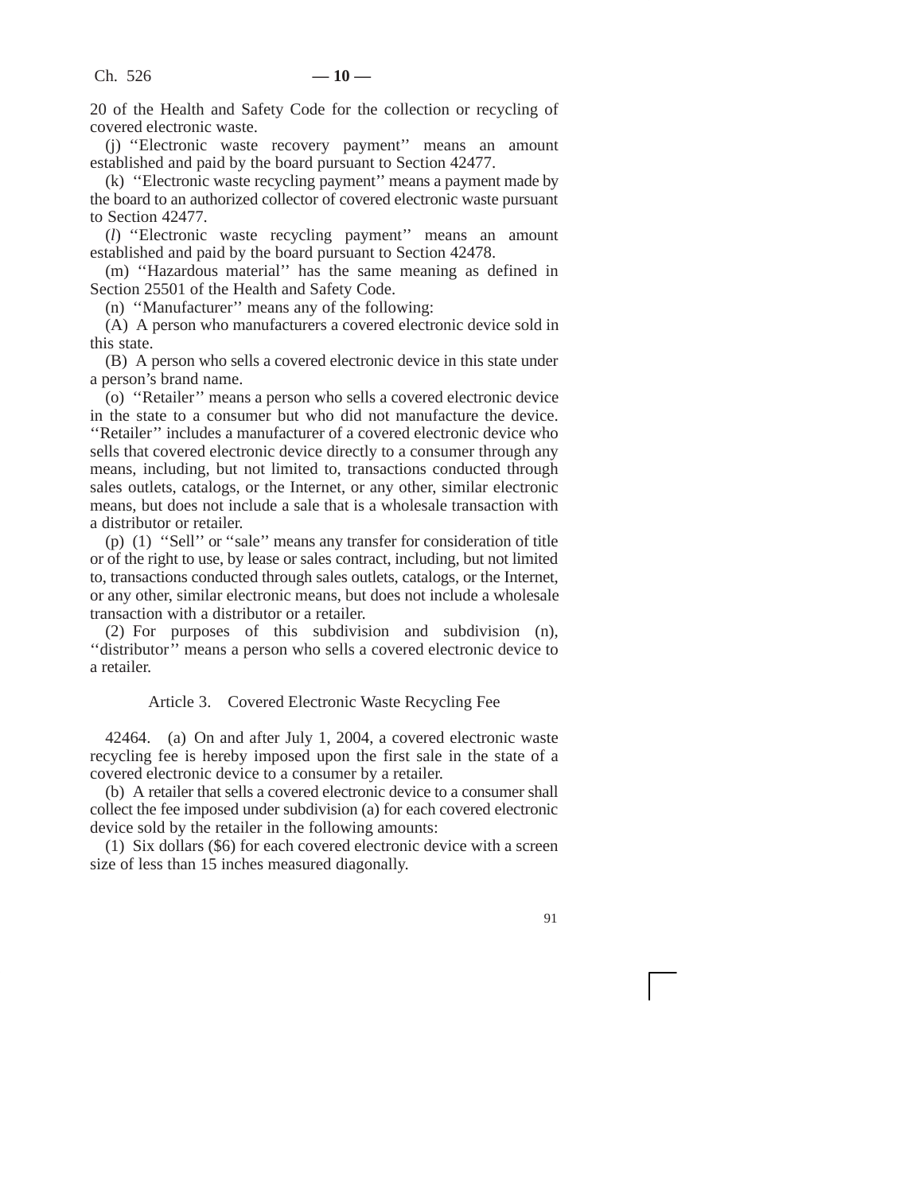20 of the Health and Safety Code for the collection or recycling of covered electronic waste.

(j) ‘‘Electronic waste recovery payment’’ means an amount established and paid by the board pursuant to Section 42477.

(k) ‘‘Electronic waste recycling payment’’ means a payment made by the board to an authorized collector of covered electronic waste pursuant to Section 42477.

(*l*) ‘‘Electronic waste recycling payment’’ means an amount established and paid by the board pursuant to Section 42478.

(m) ‘‘Hazardous material’’ has the same meaning as defined in Section 25501 of the Health and Safety Code.

(n) ‘‘Manufacturer’’ means any of the following:

(A) A person who manufacturers a covered electronic device sold in this state.

(B) A person who sells a covered electronic device in this state under a person’s brand name.

(o) ‘‘Retailer’’ means a person who sells a covered electronic device in the state to a consumer but who did not manufacture the device. ‘‘Retailer’’ includes a manufacturer of a covered electronic device who sells that covered electronic device directly to a consumer through any means, including, but not limited to, transactions conducted through sales outlets, catalogs, or the Internet, or any other, similar electronic means, but does not include a sale that is a wholesale transaction with a distributor or retailer.

(p) (1) ‘‘Sell’’ or ‘‘sale’’ means any transfer for consideration of title or of the right to use, by lease or sales contract, including, but not limited to, transactions conducted through sales outlets, catalogs, or the Internet, or any other, similar electronic means, but does not include a wholesale transaction with a distributor or a retailer.

(2) For purposes of this subdivision and subdivision (n), ‘‘distributor’’ means a person who sells a covered electronic device to a retailer.

## Article 3. Covered Electronic Waste Recycling Fee

42464. (a) On and after July 1, 2004, a covered electronic waste recycling fee is hereby imposed upon the first sale in the state of a covered electronic device to a consumer by a retailer.

(b) A retailer that sells a covered electronic device to a consumer shall collect the fee imposed under subdivision (a) for each covered electronic device sold by the retailer in the following amounts:

(1) Six dollars ($6) for each covered electronic device with a screen size of less than 15 inches measured diagonally.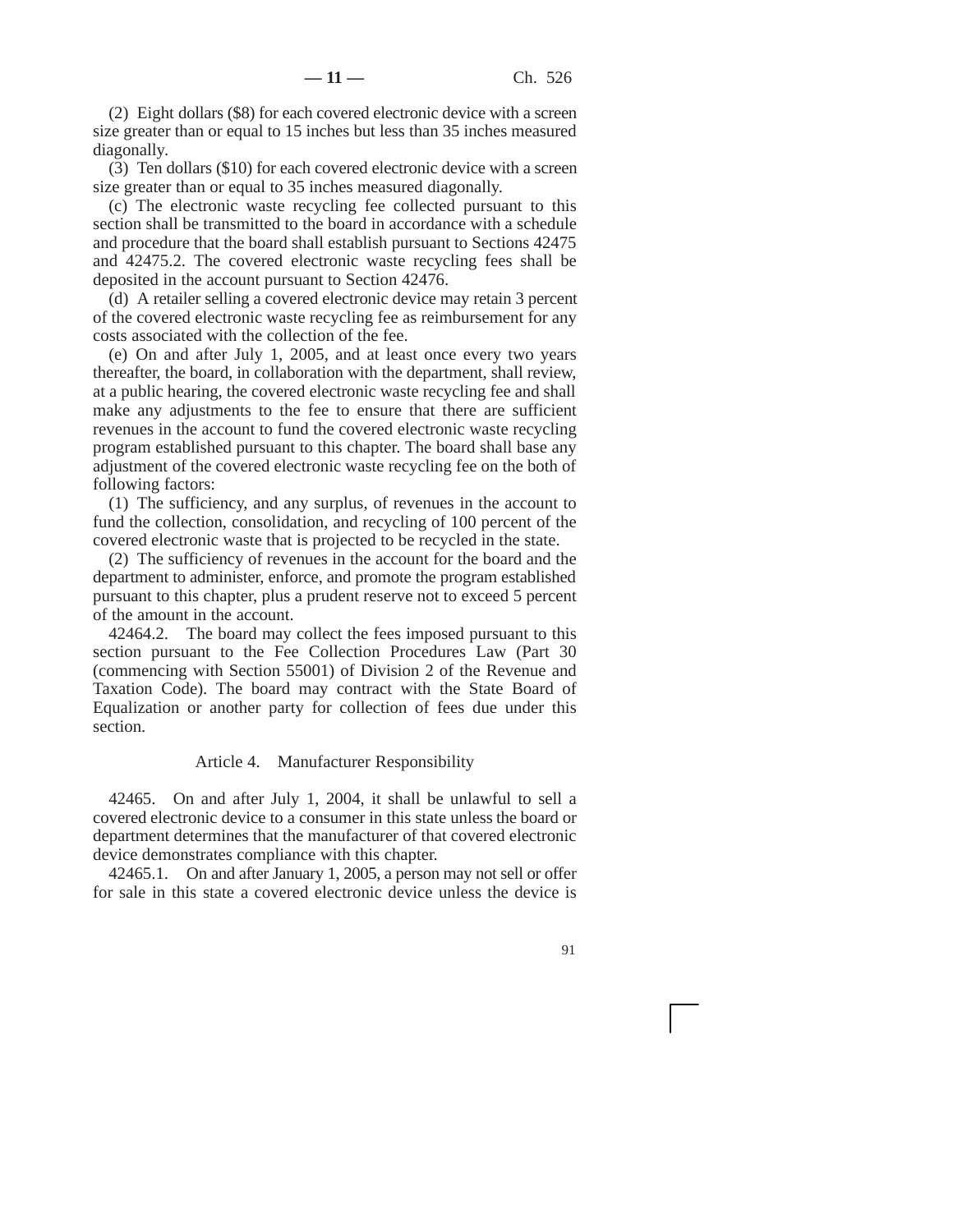(2) Eight dollars ($8) for each covered electronic device with a screen size greater than or equal to 15 inches but less than 35 inches measured diagonally.

(3) Ten dollars ($10) for each covered electronic device with a screen size greater than or equal to 35 inches measured diagonally.

(c) The electronic waste recycling fee collected pursuant to this section shall be transmitted to the board in accordance with a schedule and procedure that the board shall establish pursuant to Sections 42475 and 42475.2. The covered electronic waste recycling fees shall be deposited in the account pursuant to Section 42476.

(d) A retailer selling a covered electronic device may retain 3 percent of the covered electronic waste recycling fee as reimbursement for any costs associated with the collection of the fee.

(e) On and after July 1, 2005, and at least once every two years thereafter, the board, in collaboration with the department, shall review, at a public hearing, the covered electronic waste recycling fee and shall make any adjustments to the fee to ensure that there are sufficient revenues in the account to fund the covered electronic waste recycling program established pursuant to this chapter. The board shall base any adjustment of the covered electronic waste recycling fee on the both of following factors:

(1) The sufficiency, and any surplus, of revenues in the account to fund the collection, consolidation, and recycling of 100 percent of the covered electronic waste that is projected to be recycled in the state.

(2) The sufficiency of revenues in the account for the board and the department to administer, enforce, and promote the program established pursuant to this chapter, plus a prudent reserve not to exceed 5 percent of the amount in the account.

42464.2. The board may collect the fees imposed pursuant to this section pursuant to the Fee Collection Procedures Law (Part 30 (commencing with Section 55001) of Division 2 of the Revenue and Taxation Code). The board may contract with the State Board of Equalization or another party for collection of fees due under this section.

### Article 4. Manufacturer Responsibility

42465. On and after July 1, 2004, it shall be unlawful to sell a covered electronic device to a consumer in this state unless the board or department determines that the manufacturer of that covered electronic device demonstrates compliance with this chapter.

42465.1. On and after January 1, 2005, a person may not sell or offer for sale in this state a covered electronic device unless the device is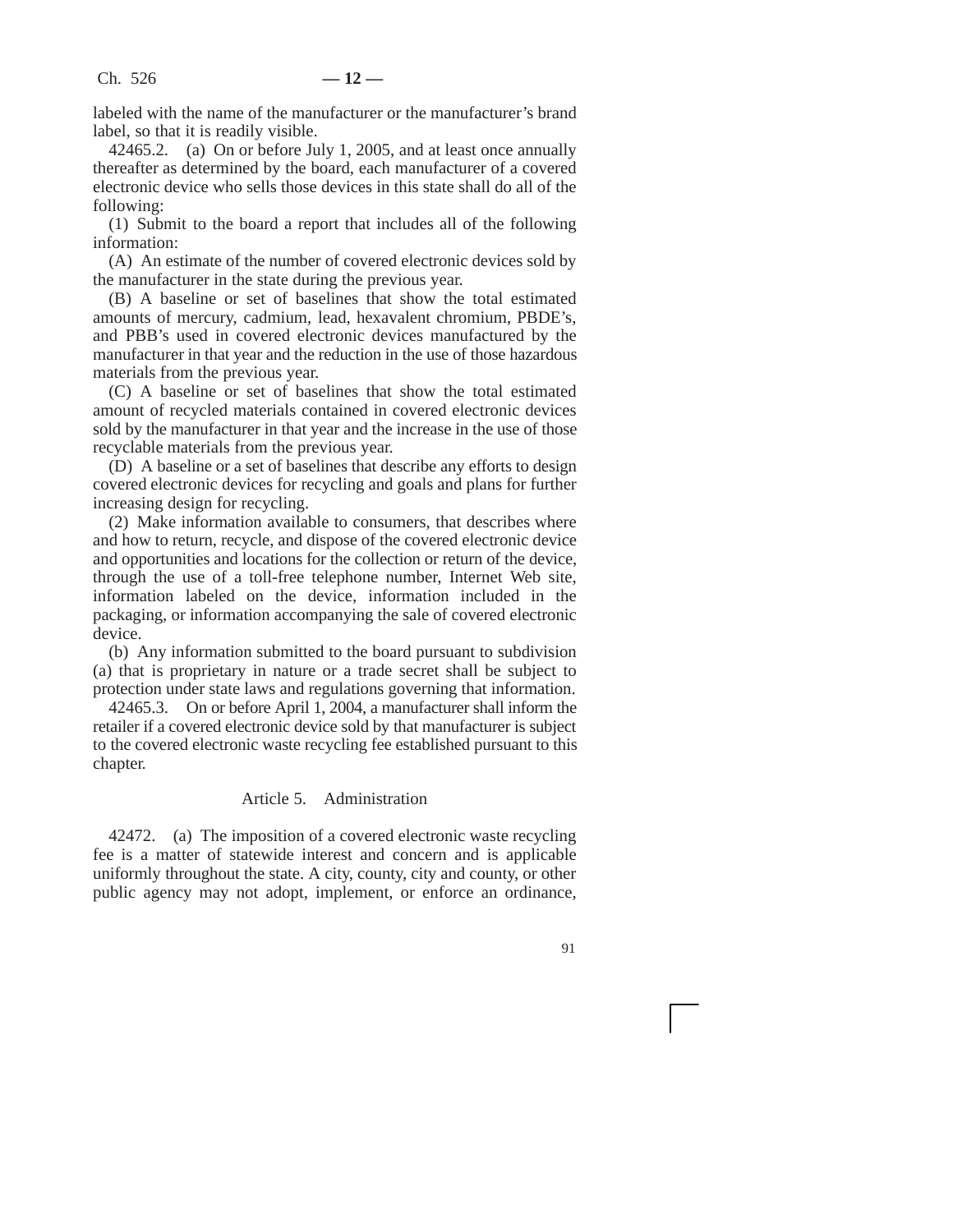labeled with the name of the manufacturer or the manufacturer's brand label, so that it is readily visible.

42465.2. (a) On or before July 1, 2005, and at least once annually thereafter as determined by the board, each manufacturer of a covered electronic device who sells those devices in this state shall do all of the following:

(1) Submit to the board a report that includes all of the following information:

(A) An estimate of the number of covered electronic devices sold by the manufacturer in the state during the previous year.

(B) A baseline or set of baselines that show the total estimated amounts of mercury, cadmium, lead, hexavalent chromium, PBDE's, and PBB's used in covered electronic devices manufactured by the manufacturer in that year and the reduction in the use of those hazardous materials from the previous year.

(C) A baseline or set of baselines that show the total estimated amount of recycled materials contained in covered electronic devices sold by the manufacturer in that year and the increase in the use of those recyclable materials from the previous year.

(D) A baseline or a set of baselines that describe any efforts to design covered electronic devices for recycling and goals and plans for further increasing design for recycling.

(2) Make information available to consumers, that describes where and how to return, recycle, and dispose of the covered electronic device and opportunities and locations for the collection or return of the device, through the use of a toll-free telephone number, Internet Web site, information labeled on the device, information included in the packaging, or information accompanying the sale of covered electronic device.

(b) Any information submitted to the board pursuant to subdivision (a) that is proprietary in nature or a trade secret shall be subject to protection under state laws and regulations governing that information.

42465.3. On or before April 1, 2004, a manufacturer shall inform the retailer if a covered electronic device sold by that manufacturer is subject to the covered electronic waste recycling fee established pursuant to this chapter.

Article 5. Administration

42472. (a) The imposition of a covered electronic waste recycling fee is a matter of statewide interest and concern and is applicable uniformly throughout the state. A city, county, city and county, or other public agency may not adopt, implement, or enforce an ordinance,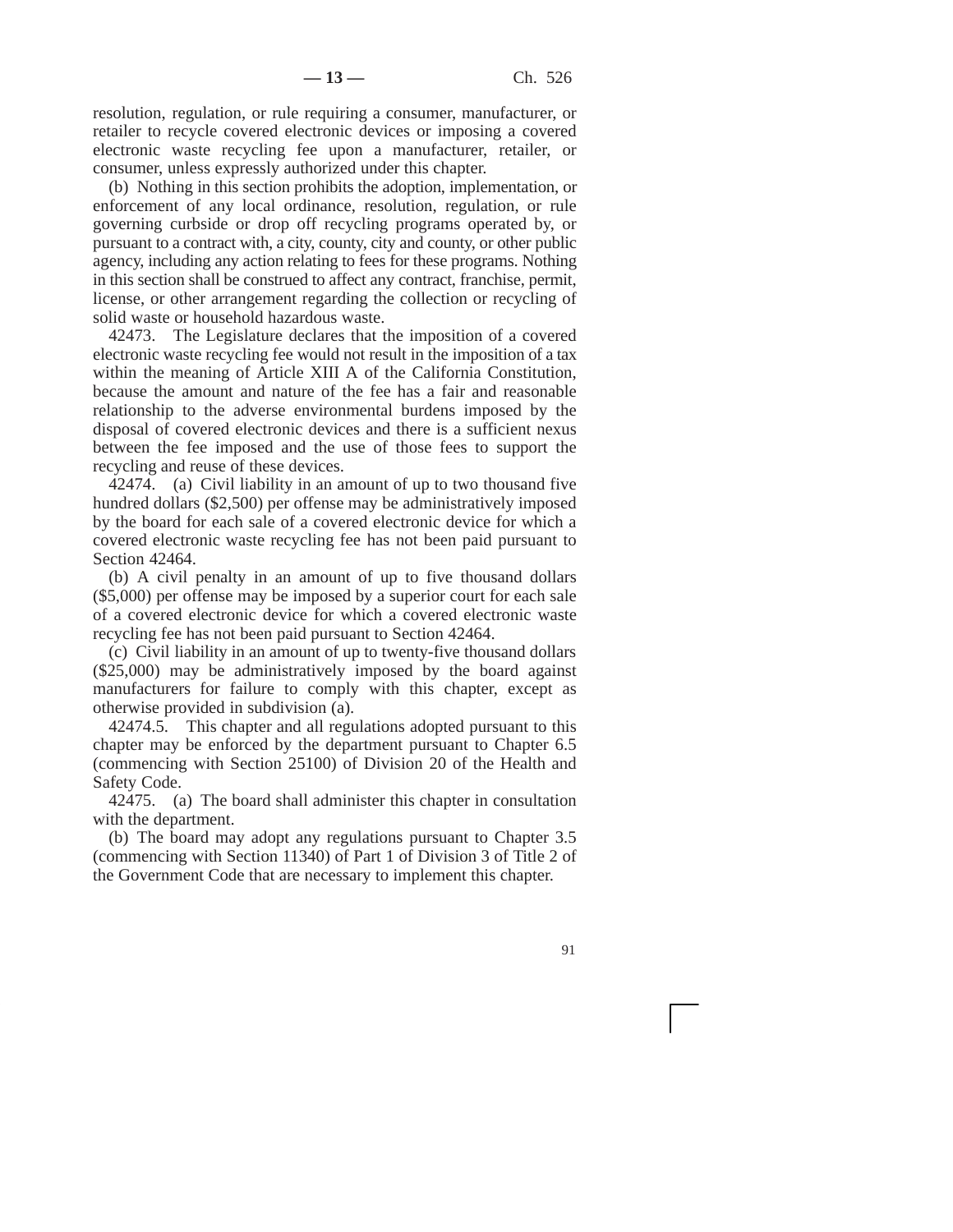resolution, regulation, or rule requiring a consumer, manufacturer, or retailer to recycle covered electronic devices or imposing a covered electronic waste recycling fee upon a manufacturer, retailer, or consumer, unless expressly authorized under this chapter.

(b) Nothing in this section prohibits the adoption, implementation, or enforcement of any local ordinance, resolution, regulation, or rule governing curbside or drop off recycling programs operated by, or pursuant to a contract with, a city, county, city and county, or other public agency, including any action relating to fees for these programs. Nothing in this section shall be construed to affect any contract, franchise, permit, license, or other arrangement regarding the collection or recycling of solid waste or household hazardous waste.

42473. The Legislature declares that the imposition of a covered electronic waste recycling fee would not result in the imposition of a tax within the meaning of Article XIII A of the California Constitution, because the amount and nature of the fee has a fair and reasonable relationship to the adverse environmental burdens imposed by the disposal of covered electronic devices and there is a sufficient nexus between the fee imposed and the use of those fees to support the recycling and reuse of these devices.

42474. (a) Civil liability in an amount of up to two thousand five hundred dollars ($2,500) per offense may be administratively imposed by the board for each sale of a covered electronic device for which a covered electronic waste recycling fee has not been paid pursuant to Section 42464.

(b) A civil penalty in an amount of up to five thousand dollars ($5,000) per offense may be imposed by a superior court for each sale of a covered electronic device for which a covered electronic waste recycling fee has not been paid pursuant to Section 42464.

(c) Civil liability in an amount of up to twenty-five thousand dollars ($25,000) may be administratively imposed by the board against manufacturers for failure to comply with this chapter, except as otherwise provided in subdivision (a).

42474.5. This chapter and all regulations adopted pursuant to this chapter may be enforced by the department pursuant to Chapter 6.5 (commencing with Section 25100) of Division 20 of the Health and Safety Code.

42475. (a) The board shall administer this chapter in consultation with the department.

(b) The board may adopt any regulations pursuant to Chapter 3.5 (commencing with Section 11340) of Part 1 of Division 3 of Title 2 of the Government Code that are necessary to implement this chapter.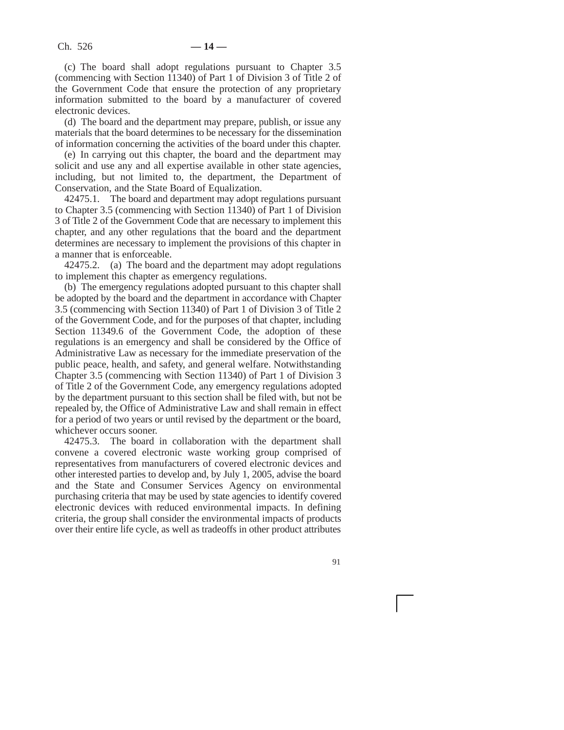(c) The board shall adopt regulations pursuant to Chapter 3.5 (commencing with Section 11340) of Part 1 of Division 3 of Title 2 of the Government Code that ensure the protection of any proprietary information submitted to the board by a manufacturer of covered electronic devices.

(d) The board and the department may prepare, publish, or issue any materials that the board determines to be necessary for the dissemination of information concerning the activities of the board under this chapter.

(e) In carrying out this chapter, the board and the department may solicit and use any and all expertise available in other state agencies, including, but not limited to, the department, the Department of Conservation, and the State Board of Equalization.

42475.1. The board and department may adopt regulations pursuant to Chapter 3.5 (commencing with Section 11340) of Part 1 of Division 3 of Title 2 of the Government Code that are necessary to implement this chapter, and any other regulations that the board and the department determines are necessary to implement the provisions of this chapter in a manner that is enforceable.

42475.2. (a) The board and the department may adopt regulations to implement this chapter as emergency regulations.

(b) The emergency regulations adopted pursuant to this chapter shall be adopted by the board and the department in accordance with Chapter 3.5 (commencing with Section 11340) of Part 1 of Division 3 of Title 2 of the Government Code, and for the purposes of that chapter, including Section 11349.6 of the Government Code, the adoption of these regulations is an emergency and shall be considered by the Office of Administrative Law as necessary for the immediate preservation of the public peace, health, and safety, and general welfare. Notwithstanding Chapter 3.5 (commencing with Section 11340) of Part 1 of Division 3 of Title 2 of the Government Code, any emergency regulations adopted by the department pursuant to this section shall be filed with, but not be repealed by, the Office of Administrative Law and shall remain in effect for a period of two years or until revised by the department or the board, whichever occurs sooner.

42475.3. The board in collaboration with the department shall convene a covered electronic waste working group comprised of representatives from manufacturers of covered electronic devices and other interested parties to develop and, by July 1, 2005, advise the board and the State and Consumer Services Agency on environmental purchasing criteria that may be used by state agencies to identify covered electronic devices with reduced environmental impacts. In defining criteria, the group shall consider the environmental impacts of products over their entire life cycle, as well as tradeoffs in other product attributes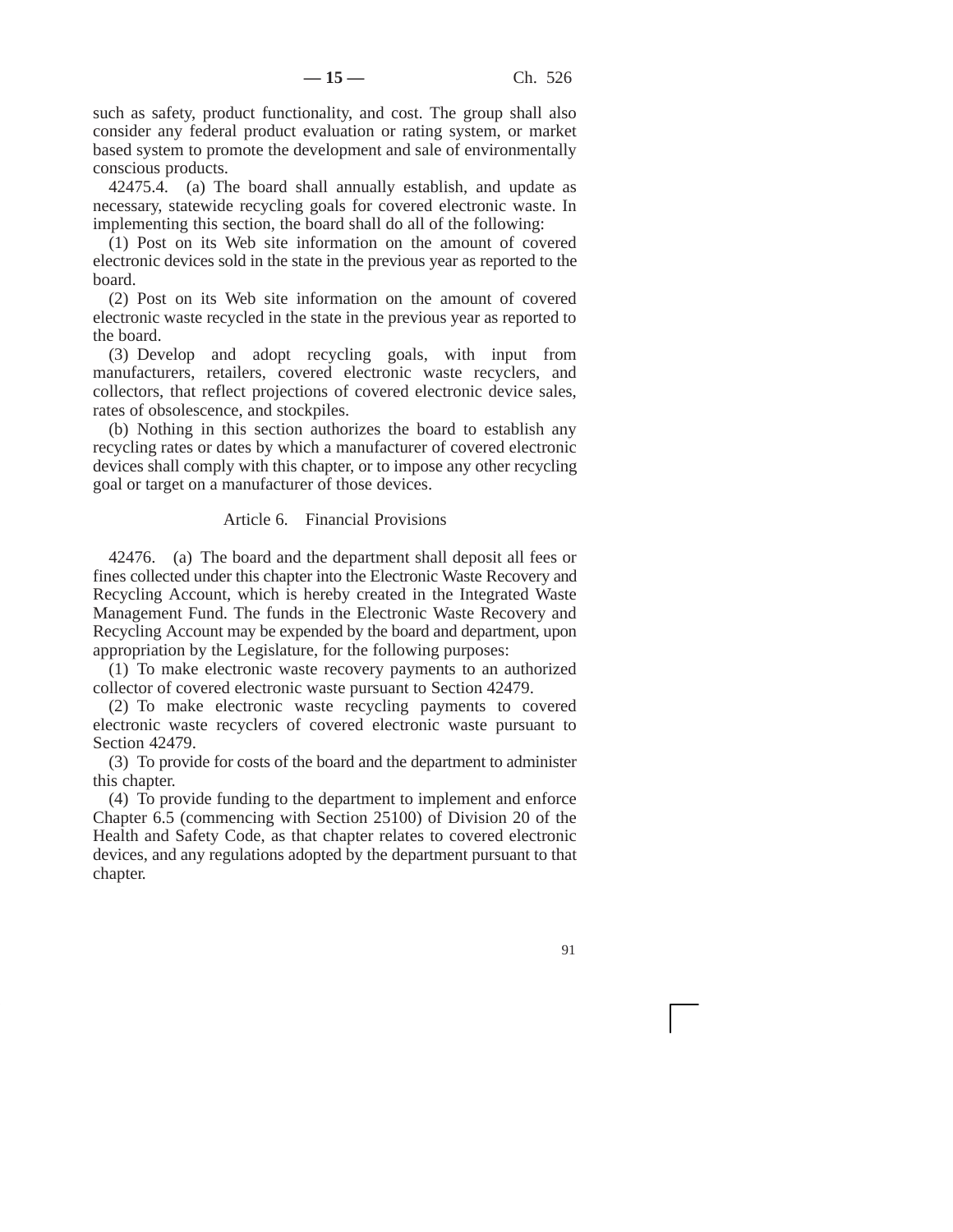such as safety, product functionality, and cost. The group shall also consider any federal product evaluation or rating system, or market based system to promote the development and sale of environmentally conscious products.

42475.4. (a) The board shall annually establish, and update as necessary, statewide recycling goals for covered electronic waste. In implementing this section, the board shall do all of the following:

(1) Post on its Web site information on the amount of covered electronic devices sold in the state in the previous year as reported to the board.

(2) Post on its Web site information on the amount of covered electronic waste recycled in the state in the previous year as reported to the board.

(3) Develop and adopt recycling goals, with input from manufacturers, retailers, covered electronic waste recyclers, and collectors, that reflect projections of covered electronic device sales, rates of obsolescence, and stockpiles.

(b) Nothing in this section authorizes the board to establish any recycling rates or dates by which a manufacturer of covered electronic devices shall comply with this chapter, or to impose any other recycling goal or target on a manufacturer of those devices.

## Article 6. Financial Provisions

42476. (a) The board and the department shall deposit all fees or fines collected under this chapter into the Electronic Waste Recovery and Recycling Account, which is hereby created in the Integrated Waste Management Fund. The funds in the Electronic Waste Recovery and Recycling Account may be expended by the board and department, upon appropriation by the Legislature, for the following purposes:

(1) To make electronic waste recovery payments to an authorized collector of covered electronic waste pursuant to Section 42479.

(2) To make electronic waste recycling payments to covered electronic waste recyclers of covered electronic waste pursuant to Section 42479.

(3) To provide for costs of the board and the department to administer this chapter.

(4) To provide funding to the department to implement and enforce Chapter 6.5 (commencing with Section 25100) of Division 20 of the Health and Safety Code, as that chapter relates to covered electronic devices, and any regulations adopted by the department pursuant to that chapter.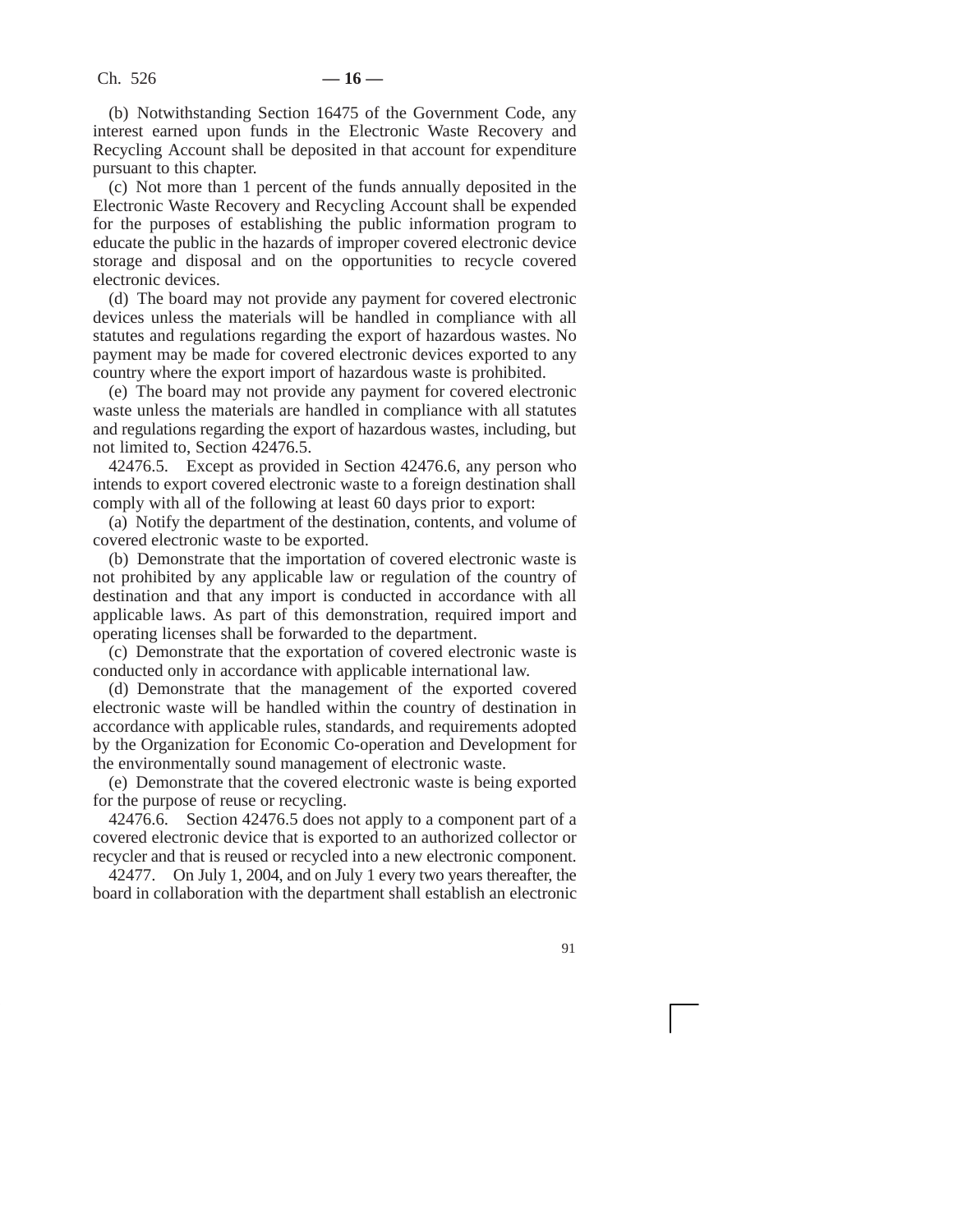(b) Notwithstanding Section 16475 of the Government Code, any interest earned upon funds in the Electronic Waste Recovery and Recycling Account shall be deposited in that account for expenditure pursuant to this chapter.

(c) Not more than 1 percent of the funds annually deposited in the Electronic Waste Recovery and Recycling Account shall be expended for the purposes of establishing the public information program to educate the public in the hazards of improper covered electronic device storage and disposal and on the opportunities to recycle covered electronic devices.

(d) The board may not provide any payment for covered electronic devices unless the materials will be handled in compliance with all statutes and regulations regarding the export of hazardous wastes. No payment may be made for covered electronic devices exported to any country where the export import of hazardous waste is prohibited.

(e) The board may not provide any payment for covered electronic waste unless the materials are handled in compliance with all statutes and regulations regarding the export of hazardous wastes, including, but not limited to, Section 42476.5.

42476.5. Except as provided in Section 42476.6, any person who intends to export covered electronic waste to a foreign destination shall comply with all of the following at least 60 days prior to export:

(a) Notify the department of the destination, contents, and volume of covered electronic waste to be exported.

(b) Demonstrate that the importation of covered electronic waste is not prohibited by any applicable law or regulation of the country of destination and that any import is conducted in accordance with all applicable laws. As part of this demonstration, required import and operating licenses shall be forwarded to the department.

(c) Demonstrate that the exportation of covered electronic waste is conducted only in accordance with applicable international law.

(d) Demonstrate that the management of the exported covered electronic waste will be handled within the country of destination in accordance with applicable rules, standards, and requirements adopted by the Organization for Economic Co-operation and Development for the environmentally sound management of electronic waste.

(e) Demonstrate that the covered electronic waste is being exported for the purpose of reuse or recycling.

42476.6. Section 42476.5 does not apply to a component part of a covered electronic device that is exported to an authorized collector or recycler and that is reused or recycled into a new electronic component.

42477. On July 1, 2004, and on July 1 every two years thereafter, the board in collaboration with the department shall establish an electronic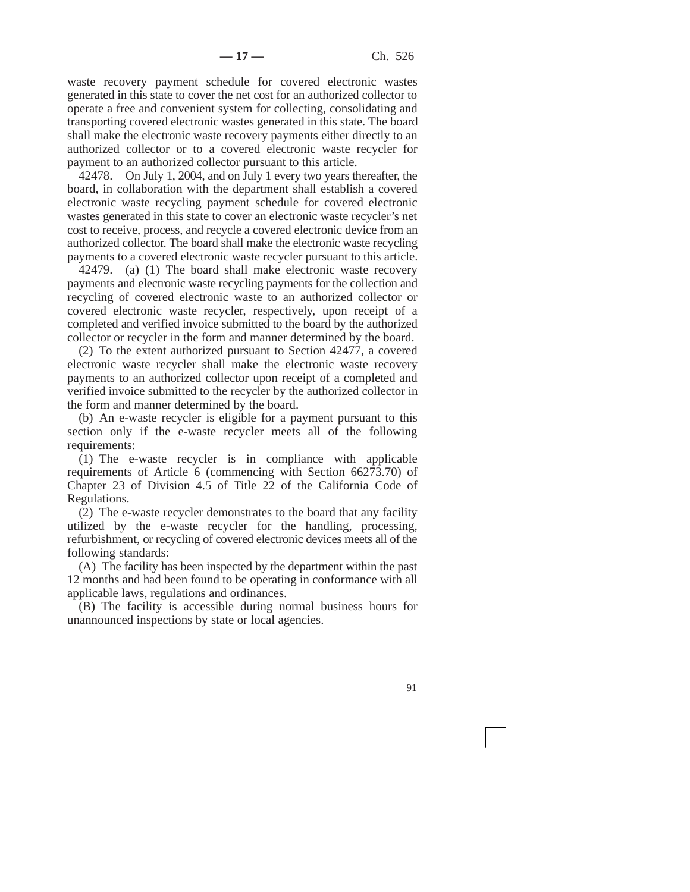waste recovery payment schedule for covered electronic wastes generated in this state to cover the net cost for an authorized collector to operate a free and convenient system for collecting, consolidating and transporting covered electronic wastes generated in this state. The board shall make the electronic waste recovery payments either directly to an authorized collector or to a covered electronic waste recycler for payment to an authorized collector pursuant to this article.

42478. On July 1, 2004, and on July 1 every two years thereafter, the board, in collaboration with the department shall establish a covered electronic waste recycling payment schedule for covered electronic wastes generated in this state to cover an electronic waste recycler's net cost to receive, process, and recycle a covered electronic device from an authorized collector. The board shall make the electronic waste recycling payments to a covered electronic waste recycler pursuant to this article.

42479. (a) (1) The board shall make electronic waste recovery payments and electronic waste recycling payments for the collection and recycling of covered electronic waste to an authorized collector or covered electronic waste recycler, respectively, upon receipt of a completed and verified invoice submitted to the board by the authorized collector or recycler in the form and manner determined by the board.

(2) To the extent authorized pursuant to Section 42477, a covered electronic waste recycler shall make the electronic waste recovery payments to an authorized collector upon receipt of a completed and verified invoice submitted to the recycler by the authorized collector in the form and manner determined by the board.

(b) An e-waste recycler is eligible for a payment pursuant to this section only if the e-waste recycler meets all of the following requirements:

(1) The e-waste recycler is in compliance with applicable requirements of Article 6 (commencing with Section 66273.70) of Chapter 23 of Division 4.5 of Title 22 of the California Code of Regulations.

(2) The e-waste recycler demonstrates to the board that any facility utilized by the e-waste recycler for the handling, processing, refurbishment, or recycling of covered electronic devices meets all of the following standards:

(A) The facility has been inspected by the department within the past 12 months and had been found to be operating in conformance with all applicable laws, regulations and ordinances.

(B) The facility is accessible during normal business hours for unannounced inspections by state or local agencies.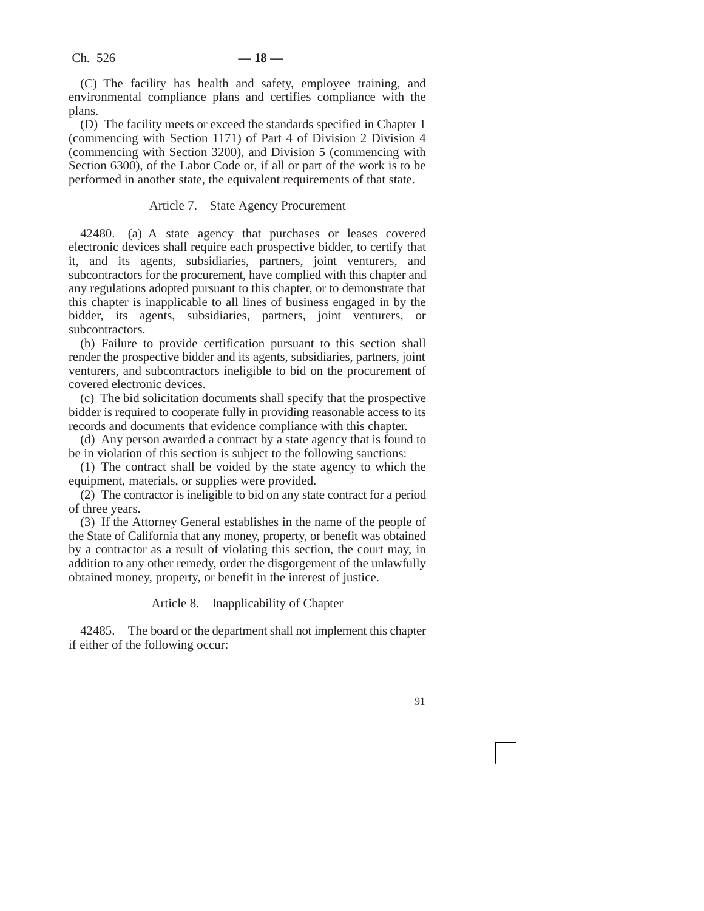(C) The facility has health and safety, employee training, and environmental compliance plans and certifies compliance with the plans.

(D) The facility meets or exceed the standards specified in Chapter 1 (commencing with Section 1171) of Part 4 of Division 2 Division 4 (commencing with Section 3200), and Division 5 (commencing with Section 6300), of the Labor Code or, if all or part of the work is to be performed in another state, the equivalent requirements of that state.

Article 7. State Agency Procurement

42480. (a) A state agency that purchases or leases covered electronic devices shall require each prospective bidder, to certify that it, and its agents, subsidiaries, partners, joint venturers, and subcontractors for the procurement, have complied with this chapter and any regulations adopted pursuant to this chapter, or to demonstrate that this chapter is inapplicable to all lines of business engaged in by the bidder, its agents, subsidiaries, partners, joint venturers, or subcontractors.

(b) Failure to provide certification pursuant to this section shall render the prospective bidder and its agents, subsidiaries, partners, joint venturers, and subcontractors ineligible to bid on the procurement of covered electronic devices.

(c) The bid solicitation documents shall specify that the prospective bidder is required to cooperate fully in providing reasonable access to its records and documents that evidence compliance with this chapter.

(d) Any person awarded a contract by a state agency that is found to be in violation of this section is subject to the following sanctions:

(1) The contract shall be voided by the state agency to which the equipment, materials, or supplies were provided.

(2) The contractor is ineligible to bid on any state contract for a period of three years.

(3) If the Attorney General establishes in the name of the people of the State of California that any money, property, or benefit was obtained by a contractor as a result of violating this section, the court may, in addition to any other remedy, order the disgorgement of the unlawfully obtained money, property, or benefit in the interest of justice.

Article 8. Inapplicability of Chapter

42485. The board or the department shall not implement this chapter if either of the following occur: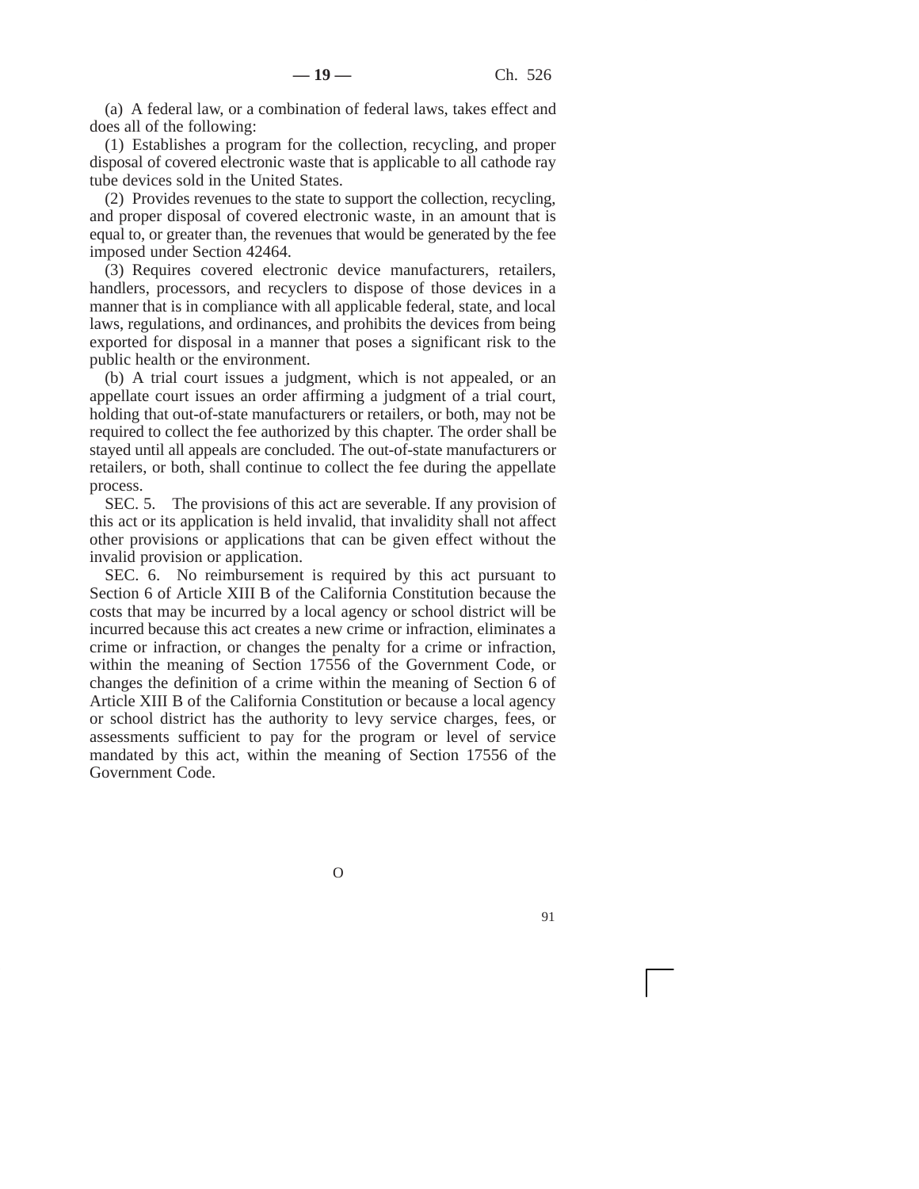(a) A federal law, or a combination of federal laws, takes effect and does all of the following:

(1) Establishes a program for the collection, recycling, and proper disposal of covered electronic waste that is applicable to all cathode ray tube devices sold in the United States.

(2) Provides revenues to the state to support the collection, recycling, and proper disposal of covered electronic waste, in an amount that is equal to, or greater than, the revenues that would be generated by the fee imposed under Section 42464.

(3) Requires covered electronic device manufacturers, retailers, handlers, processors, and recyclers to dispose of those devices in a manner that is in compliance with all applicable federal, state, and local laws, regulations, and ordinances, and prohibits the devices from being exported for disposal in a manner that poses a significant risk to the public health or the environment.

(b) A trial court issues a judgment, which is not appealed, or an appellate court issues an order affirming a judgment of a trial court, holding that out-of-state manufacturers or retailers, or both, may not be required to collect the fee authorized by this chapter. The order shall be stayed until all appeals are concluded. The out-of-state manufacturers or retailers, or both, shall continue to collect the fee during the appellate process.

SEC. 5. The provisions of this act are severable. If any provision of this act or its application is held invalid, that invalidity shall not affect other provisions or applications that can be given effect without the invalid provision or application.

SEC. 6. No reimbursement is required by this act pursuant to Section 6 of Article XIII B of the California Constitution because the costs that may be incurred by a local agency or school district will be incurred because this act creates a new crime or infraction, eliminates a crime or infraction, or changes the penalty for a crime or infraction, within the meaning of Section 17556 of the Government Code, or changes the definition of a crime within the meaning of Section 6 of Article XIII B of the California Constitution or because a local agency or school district has the authority to levy service charges, fees, or assessments sufficient to pay for the program or level of service mandated by this act, within the meaning of Section 17556 of the Government Code.